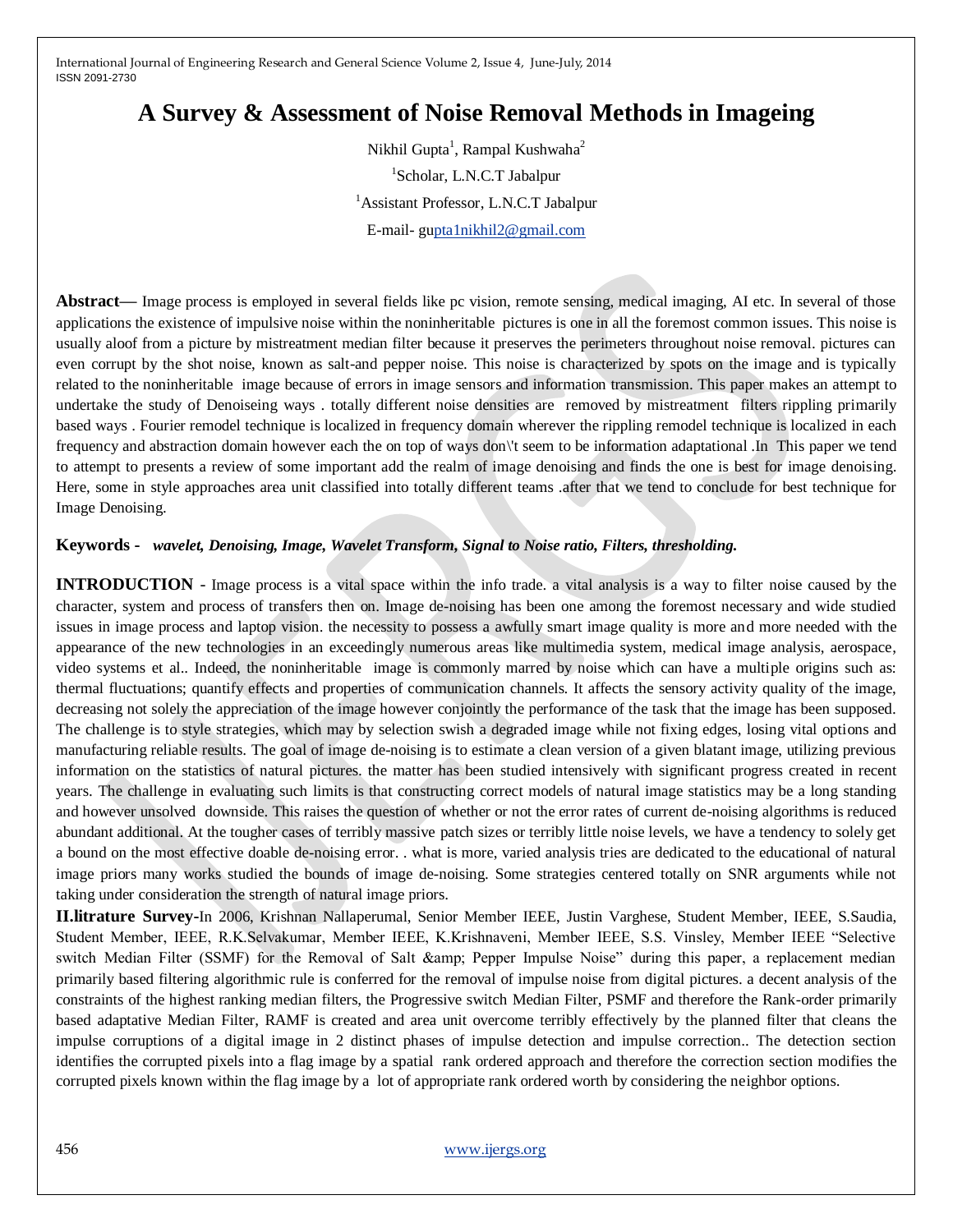# A Survey & Assessment of Noise Removal Methods in Imageing

Nikhil Gupta[1], Rampal Kushwaha[2]

[1]Scholar, L.N.C.T Jabalpur

[1]Assistant Professor, L.N.C.T Jabalpur

E-mail- gupta1nikhil2@gmail.com

**Abstract—** Image process is employed in several fields like pc vision, remote sensing, medical imaging, AI etc. In several of those applications the existence of impulsive noise within the noninheritable pictures is one in all the foremost common issues. This noise is usually aloof from a picture by mistreatment median filter because it preserves the perimeters throughout noise removal. pictures can even corrupt by the shot noise, known as salt-and pepper noise. This noise is characterized by spots on the image and is typically related to the noninheritable image because of errors in image sensors and information transmission. This paper makes an attempt to undertake the study of Denoiseing ways . totally different noise densities are removed by mistreatment filters rippling primarily based ways . Fourier remodel technique is localized in frequency domain wherever the rippling remodel technique is localized in each frequency and abstraction domain however each the on top of ways don\'t seem to be information adaptational .In This paper we tend to attempt to presents a review of some important add the realm of image denoising and finds the one is best for image denoising. Here, some in style approaches area unit classified into totally different teams .after that we tend to conclude for best technique for Image Denoising.

**Keywords -** ***wavelet, Denoising, Image, Wavelet Transform, Signal to Noise ratio, Filters, thresholding.***

**INTRODUCTION** - Image process is a vital space within the info trade. a vital analysis is a way to filter noise caused by the character, system and process of transfers then on. Image de-noising has been one among the foremost necessary and wide studied issues in image process and laptop vision. the necessity to possess a awfully smart image quality is more and more needed with the appearance of the new technologies in an exceedingly numerous areas like multimedia system, medical image analysis, aerospace, video systems et al.. Indeed, the noninheritable image is commonly marred by noise which can have a multiple origins such as: thermal fluctuations; quantify effects and properties of communication channels. It affects the sensory activity quality of the image, decreasing not solely the appreciation of the image however conjointly the performance of the task that the image has been supposed. The challenge is to style strategies, which may by selection swish a degraded image while not fixing edges, losing vital options and manufacturing reliable results. The goal of image de-noising is to estimate a clean version of a given blatant image, utilizing previous information on the statistics of natural pictures. the matter has been studied intensively with significant progress created in recent years. The challenge in evaluating such limits is that constructing correct models of natural image statistics may be a long standing and however unsolved downside. This raises the question of whether or not the error rates of current de-noising algorithms is reduced abundant additional. At the tougher cases of terribly massive patch sizes or terribly little noise levels, we have a tendency to solely get a bound on the most effective doable de-noising error. . what is more, varied analysis tries are dedicated to the educational of natural image priors many works studied the bounds of image de-noising. Some strategies centered totally on SNR arguments while not taking under consideration the strength of natural image priors.

**II.litrature Survey**-In 2006, Krishnan Nallaperumal, Senior Member IEEE, Justin Varghese, Student Member, IEEE, S.Saudia, Student Member, IEEE, R.K.Selvakumar, Member IEEE, K.Krishnaveni, Member IEEE, S.S. Vinsley, Member IEEE "Selective switch Median Filter (SSMF) for the Removal of Salt &amp; Pepper Impulse Noise" during this paper, a replacement median primarily based filtering algorithmic rule is conferred for the removal of impulse noise from digital pictures. a decent analysis of the constraints of the highest ranking median filters, the Progressive switch Median Filter, PSMF and therefore the Rank-order primarily based adaptative Median Filter, RAMF is created and area unit overcome terribly effectively by the planned filter that cleans the impulse corruptions of a digital image in 2 distinct phases of impulse detection and impulse correction.. The detection section identifies the corrupted pixels into a flag image by a spatial rank ordered approach and therefore the correction section modifies the corrupted pixels known within the flag image by a lot of appropriate rank ordered worth by considering the neighbor options.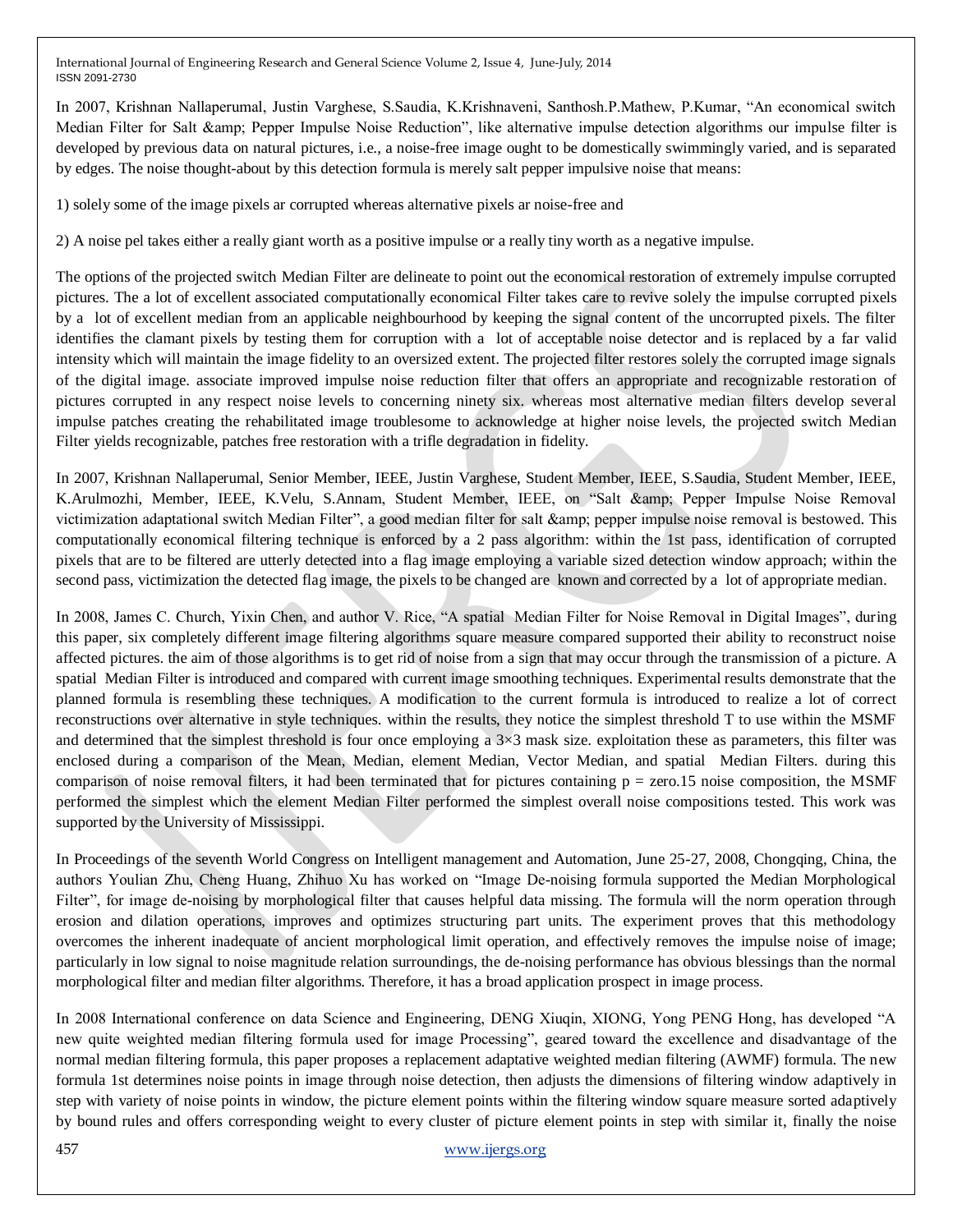In 2007, Krishnan Nallaperumal, Justin Varghese, S.Saudia, K.Krishnaveni, Santhosh.P.Mathew, P.Kumar, "An economical switch Median Filter for Salt &amp; Pepper Impulse Noise Reduction", like alternative impulse detection algorithms our impulse filter is developed by previous data on natural pictures, i.e., a noise-free image ought to be domestically swimmingly varied, and is separated by edges. The noise thought-about by this detection formula is merely salt pepper impulsive noise that means:

1) solely some of the image pixels ar corrupted whereas alternative pixels ar noise-free and

2) A noise pel takes either a really giant worth as a positive impulse or a really tiny worth as a negative impulse.

The options of the projected switch Median Filter are delineate to point out the economical restoration of extremely impulse corrupted pictures. The a lot of excellent associated computationally economical Filter takes care to revive solely the impulse corrupted pixels by a lot of excellent median from an applicable neighbourhood by keeping the signal content of the uncorrupted pixels. The filter identifies the clamant pixels by testing them for corruption with a lot of acceptable noise detector and is replaced by a far valid intensity which will maintain the image fidelity to an oversized extent. The projected filter restores solely the corrupted image signals of the digital image. associate improved impulse noise reduction filter that offers an appropriate and recognizable restoration of pictures corrupted in any respect noise levels to concerning ninety six. whereas most alternative median filters develop several impulse patches creating the rehabilitated image troublesome to acknowledge at higher noise levels, the projected switch Median Filter yields recognizable, patches free restoration with a trifle degradation in fidelity.

In 2007, Krishnan Nallaperumal, Senior Member, IEEE, Justin Varghese, Student Member, IEEE, S.Saudia, Student Member, IEEE, K.Arulmozhi, Member, IEEE, K.Velu, S.Annam, Student Member, IEEE, on "Salt &amp; Pepper Impulse Noise Removal victimization adaptational switch Median Filter", a good median filter for salt &amp; pepper impulse noise removal is bestowed. This computationally economical filtering technique is enforced by a 2 pass algorithm: within the 1st pass, identification of corrupted pixels that are to be filtered are utterly detected into a flag image employing a variable sized detection window approach; within the second pass, victimization the detected flag image, the pixels to be changed are known and corrected by a lot of appropriate median.

In 2008, James C. Church, Yixin Chen, and author V. Rice, "A spatial Median Filter for Noise Removal in Digital Images", during this paper, six completely different image filtering algorithms square measure compared supported their ability to reconstruct noise affected pictures. the aim of those algorithms is to get rid of noise from a sign that may occur through the transmission of a picture. A spatial Median Filter is introduced and compared with current image smoothing techniques. Experimental results demonstrate that the planned formula is resembling these techniques. A modification to the current formula is introduced to realize a lot of correct reconstructions over alternative in style techniques. within the results, they notice the simplest threshold T to use within the MSMF and determined that the simplest threshold is four once employing a 3×3 mask size. exploitation these as parameters, this filter was enclosed during a comparison of the Mean, Median, element Median, Vector Median, and spatial Median Filters. during this comparison of noise removal filters, it had been terminated that for pictures containing p = zero.15 noise composition, the MSMF performed the simplest which the element Median Filter performed the simplest overall noise compositions tested. This work was supported by the University of Mississippi.

In Proceedings of the seventh World Congress on Intelligent management and Automation, June 25-27, 2008, Chongqing, China, the authors Youlian Zhu, Cheng Huang, Zhihuo Xu has worked on "Image De-noising formula supported the Median Morphological Filter", for image de-noising by morphological filter that causes helpful data missing. The formula will the norm operation through erosion and dilation operations, improves and optimizes structuring part units. The experiment proves that this methodology overcomes the inherent inadequate of ancient morphological limit operation, and effectively removes the impulse noise of image; particularly in low signal to noise magnitude relation surroundings, the de-noising performance has obvious blessings than the normal morphological filter and median filter algorithms. Therefore, it has a broad application prospect in image process.

In 2008 International conference on data Science and Engineering, DENG Xiuqin, XIONG, Yong PENG Hong, has developed "A new quite weighted median filtering formula used for image Processing", geared toward the excellence and disadvantage of the normal median filtering formula, this paper proposes a replacement adaptative weighted median filtering (AWMF) formula. The new formula 1st determines noise points in image through noise detection, then adjusts the dimensions of filtering window adaptively in step with variety of noise points in window, the picture element points within the filtering window square measure sorted adaptively by bound rules and offers corresponding weight to every cluster of picture element points in step with similar it, finally the noise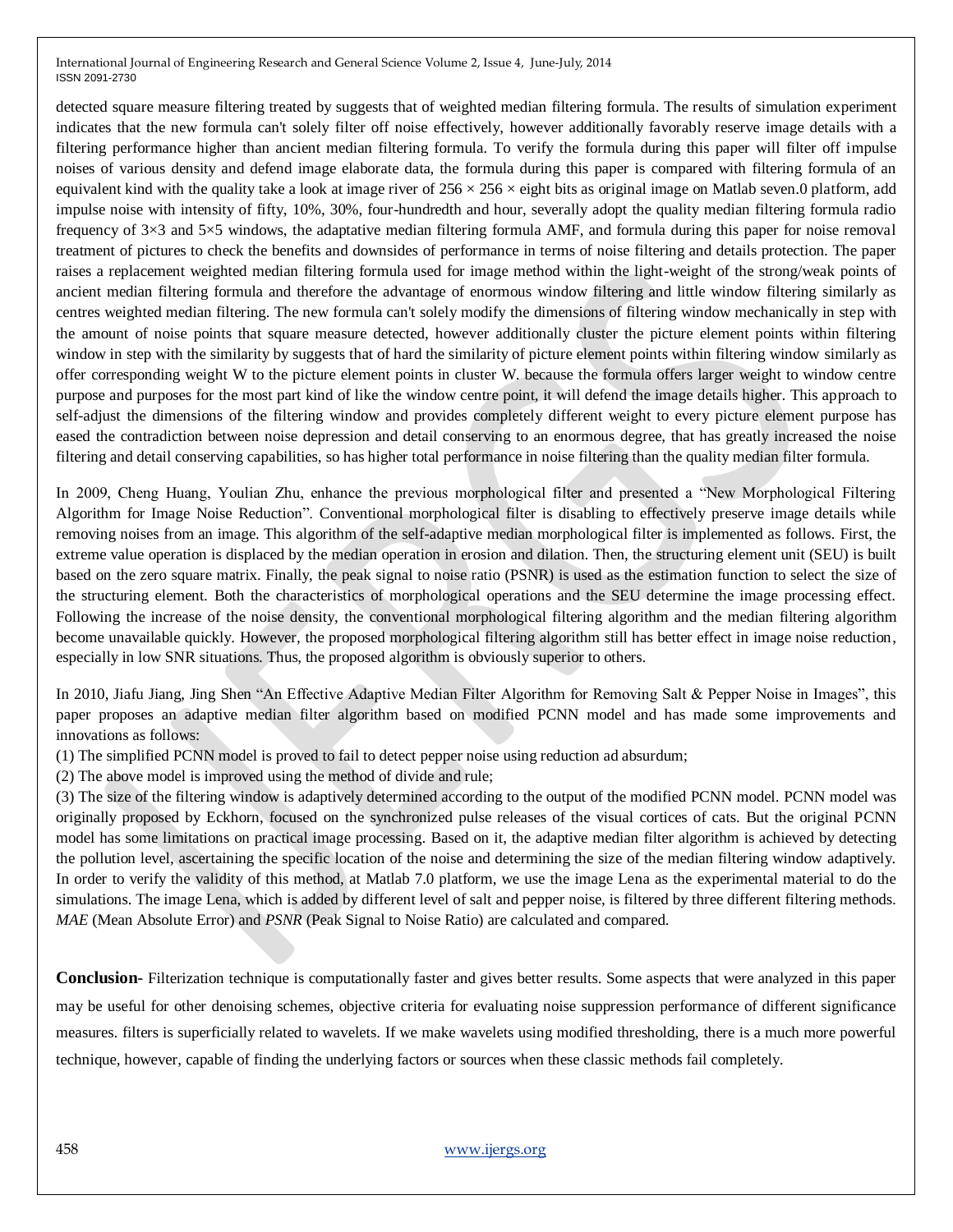detected square measure filtering treated by suggests that of weighted median filtering formula. The results of simulation experiment indicates that the new formula can't solely filter off noise effectively, however additionally favorably reserve image details with a filtering performance higher than ancient median filtering formula. To verify the formula during this paper will filter off impulse noises of various density and defend image elaborate data, the formula during this paper is compared with filtering formula of an equivalent kind with the quality take a look at image river of $256 \times 256 \times$ eight bits as original image on Matlab seven.0 platform, add impulse noise with intensity of fifty, 10%, 30%, four-hundredth and hour, severally adopt the quality median filtering formula radio frequency of 3×3 and 5×5 windows, the adaptative median filtering formula AMF, and formula during this paper for noise removal treatment of pictures to check the benefits and downsides of performance in terms of noise filtering and details protection. The paper raises a replacement weighted median filtering formula used for image method within the light-weight of the strong/weak points of ancient median filtering formula and therefore the advantage of enormous window filtering and little window filtering similarly as centres weighted median filtering. The new formula can't solely modify the dimensions of filtering window mechanically in step with the amount of noise points that square measure detected, however additionally cluster the picture element points within filtering window in step with the similarity by suggests that of hard the similarity of picture element points within filtering window similarly as offer corresponding weight W to the picture element points in cluster W. because the formula offers larger weight to window centre purpose and purposes for the most part kind of like the window centre point, it will defend the image details higher. This approach to self-adjust the dimensions of the filtering window and provides completely different weight to every picture element purpose has eased the contradiction between noise depression and detail conserving to an enormous degree, that has greatly increased the noise filtering and detail conserving capabilities, so has higher total performance in noise filtering than the quality median filter formula.

In 2009, Cheng Huang, Youlian Zhu, enhance the previous morphological filter and presented a "New Morphological Filtering Algorithm for Image Noise Reduction". Conventional morphological filter is disabling to effectively preserve image details while removing noises from an image. This algorithm of the self-adaptive median morphological filter is implemented as follows. First, the extreme value operation is displaced by the median operation in erosion and dilation. Then, the structuring element unit (SEU) is built based on the zero square matrix. Finally, the peak signal to noise ratio (PSNR) is used as the estimation function to select the size of the structuring element. Both the characteristics of morphological operations and the SEU determine the image processing effect. Following the increase of the noise density, the conventional morphological filtering algorithm and the median filtering algorithm become unavailable quickly. However, the proposed morphological filtering algorithm still has better effect in image noise reduction, especially in low SNR situations. Thus, the proposed algorithm is obviously superior to others.

In 2010, Jiafu Jiang, Jing Shen "An Effective Adaptive Median Filter Algorithm for Removing Salt & Pepper Noise in Images", this paper proposes an adaptive median filter algorithm based on modified PCNN model and has made some improvements and innovations as follows:

(1) The simplified PCNN model is proved to fail to detect pepper noise using reduction ad absurdum;

(2) The above model is improved using the method of divide and rule;

(3) The size of the filtering window is adaptively determined according to the output of the modified PCNN model. PCNN model was originally proposed by Eckhorn, focused on the synchronized pulse releases of the visual cortices of cats. But the original PCNN model has some limitations on practical image processing. Based on it, the adaptive median filter algorithm is achieved by detecting the pollution level, ascertaining the specific location of the noise and determining the size of the median filtering window adaptively. In order to verify the validity of this method, at Matlab 7.0 platform, we use the image Lena as the experimental material to do the simulations. The image Lena, which is added by different level of salt and pepper noise, is filtered by three different filtering methods. *MAE* (Mean Absolute Error) and *PSNR* (Peak Signal to Noise Ratio) are calculated and compared.

**Conclusion**- Filterization technique is computationally faster and gives better results. Some aspects that were analyzed in this paper may be useful for other denoising schemes, objective criteria for evaluating noise suppression performance of different significance measures. filters is superficially related to wavelets. If we make wavelets using modified thresholding, there is a much more powerful technique, however, capable of finding the underlying factors or sources when these classic methods fail completely.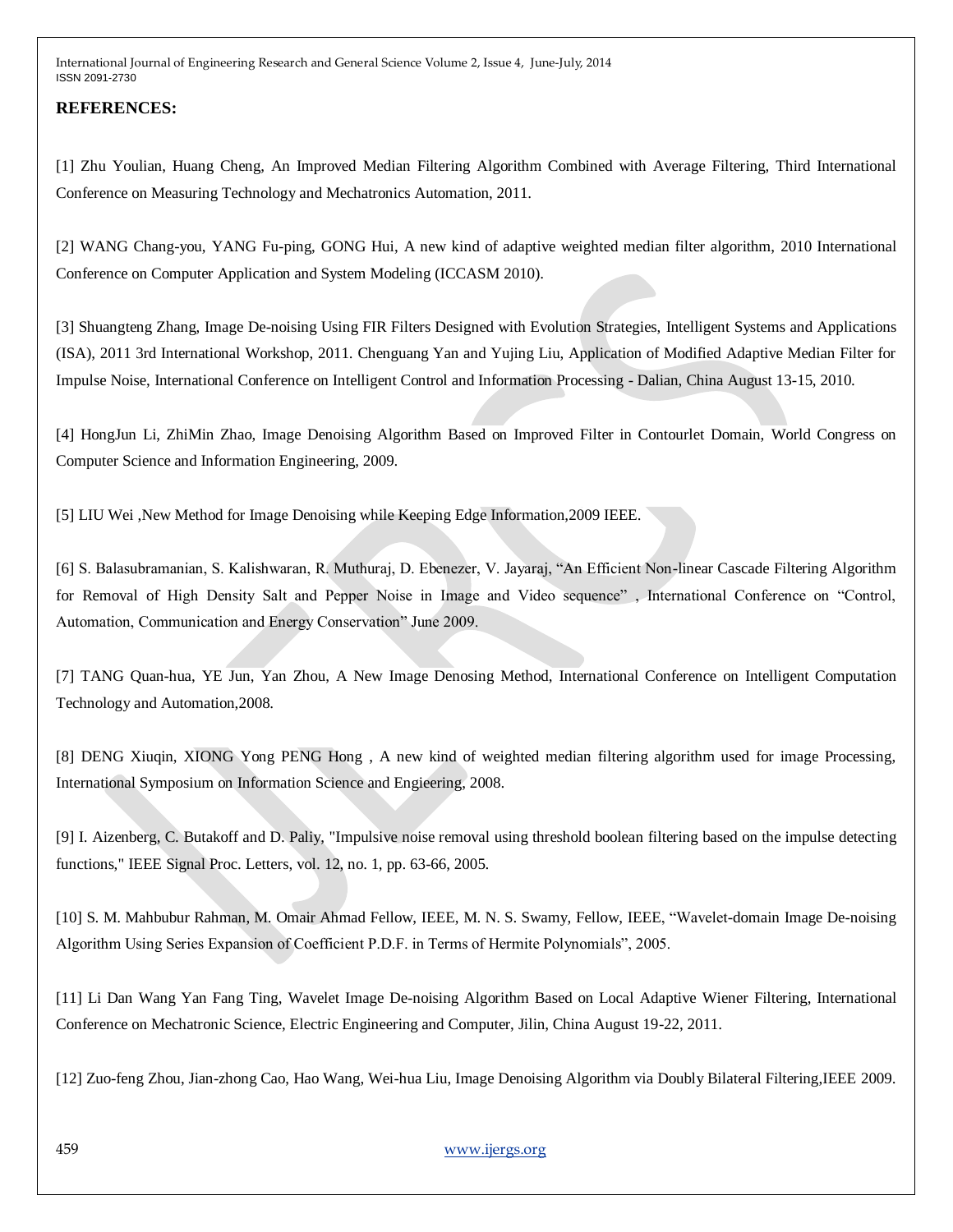## REFERENCES:

[1] Zhu Youlian, Huang Cheng, An Improved Median Filtering Algorithm Combined with Average Filtering, Third International Conference on Measuring Technology and Mechatronics Automation, 2011.

[2] WANG Chang-you, YANG Fu-ping, GONG Hui, A new kind of adaptive weighted median filter algorithm, 2010 International Conference on Computer Application and System Modeling (ICCASM 2010).

[3] Shuangteng Zhang, Image De-noising Using FIR Filters Designed with Evolution Strategies, Intelligent Systems and Applications (ISA), 2011 3rd International Workshop, 2011. Chenguang Yan and Yujing Liu, Application of Modified Adaptive Median Filter for Impulse Noise, International Conference on Intelligent Control and Information Processing - Dalian, China August 13-15, 2010.

[4] HongJun Li, ZhiMin Zhao, Image Denoising Algorithm Based on Improved Filter in Contourlet Domain, World Congress on Computer Science and Information Engineering, 2009.

[5] LIU Wei ,New Method for Image Denoising while Keeping Edge Information,2009 IEEE.

[6] S. Balasubramanian, S. Kalishwaran, R. Muthuraj, D. Ebenezer, V. Jayaraj, "An Efficient Non-linear Cascade Filtering Algorithm for Removal of High Density Salt and Pepper Noise in Image and Video sequence" , International Conference on "Control, Automation, Communication and Energy Conservation" June 2009.

[7] TANG Quan-hua, YE Jun, Yan Zhou, A New Image Denosing Method, International Conference on Intelligent Computation Technology and Automation,2008.

[8] DENG Xiuqin, XIONG Yong PENG Hong , A new kind of weighted median filtering algorithm used for image Processing, International Symposium on Information Science and Engieering, 2008.

[9] I. Aizenberg, C. Butakoff and D. Paliy, "Impulsive noise removal using threshold boolean filtering based on the impulse detecting functions," IEEE Signal Proc. Letters, vol. 12, no. 1, pp. 63-66, 2005.

[10] S. M. Mahbubur Rahman, M. Omair Ahmad Fellow, IEEE, M. N. S. Swamy, Fellow, IEEE, "Wavelet-domain Image De-noising Algorithm Using Series Expansion of Coefficient P.D.F. in Terms of Hermite Polynomials", 2005.

[11] Li Dan Wang Yan Fang Ting, Wavelet Image De-noising Algorithm Based on Local Adaptive Wiener Filtering, International Conference on Mechatronic Science, Electric Engineering and Computer, Jilin, China August 19-22, 2011.

[12] Zuo-feng Zhou, Jian-zhong Cao, Hao Wang, Wei-hua Liu, Image Denoising Algorithm via Doubly Bilateral Filtering,IEEE 2009.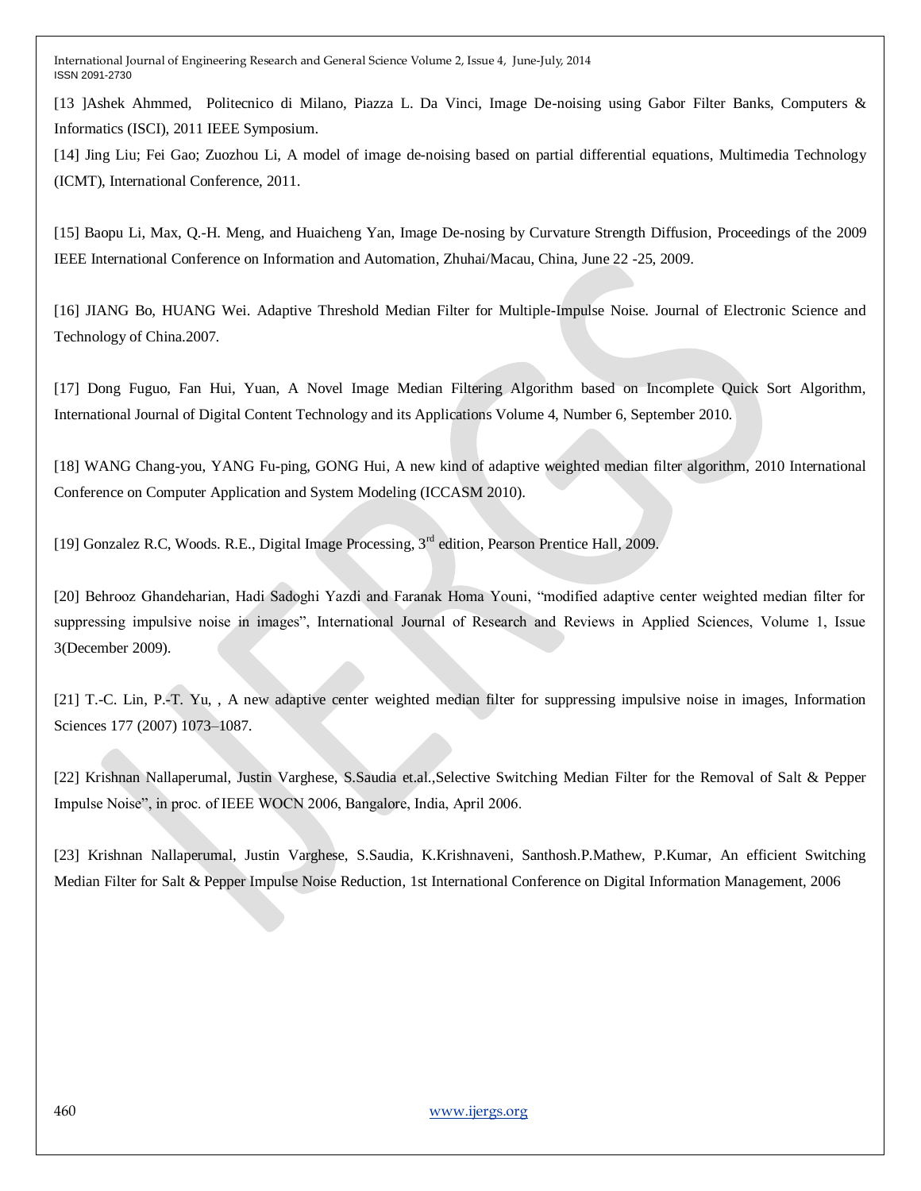[13 ]Ashek Ahmmed, Politecnico di Milano, Piazza L. Da Vinci, Image De-noising using Gabor Filter Banks, Computers & Informatics (ISCI), 2011 IEEE Symposium.

[14] Jing Liu; Fei Gao; Zuozhou Li, A model of image de-noising based on partial differential equations, Multimedia Technology (ICMT), International Conference, 2011.

[15] Baopu Li, Max, Q.-H. Meng, and Huaicheng Yan, Image De-nosing by Curvature Strength Diffusion, Proceedings of the 2009 IEEE International Conference on Information and Automation, Zhuhai/Macau, China, June 22 -25, 2009.

[16] JIANG Bo, HUANG Wei. Adaptive Threshold Median Filter for Multiple-Impulse Noise. Journal of Electronic Science and Technology of China.2007.

[17] Dong Fuguo, Fan Hui, Yuan, A Novel Image Median Filtering Algorithm based on Incomplete Quick Sort Algorithm, International Journal of Digital Content Technology and its Applications Volume 4, Number 6, September 2010.

[18] WANG Chang-you, YANG Fu-ping, GONG Hui, A new kind of adaptive weighted median filter algorithm, 2010 International Conference on Computer Application and System Modeling (ICCASM 2010).

[19] Gonzalez R.C, Woods. R.E., Digital Image Processing, 3rd edition, Pearson Prentice Hall, 2009.

[20] Behrooz Ghandeharian, Hadi Sadoghi Yazdi and Faranak Homa Youni, "modified adaptive center weighted median filter for suppressing impulsive noise in images", International Journal of Research and Reviews in Applied Sciences, Volume 1, Issue 3(December 2009).

[21] T.-C. Lin, P.-T. Yu, , A new adaptive center weighted median filter for suppressing impulsive noise in images, Information Sciences 177 (2007) 1073–1087.

[22] Krishnan Nallaperumal, Justin Varghese, S.Saudia et.al.,Selective Switching Median Filter for the Removal of Salt & Pepper Impulse Noise", in proc. of IEEE WOCN 2006, Bangalore, India, April 2006.

[23] Krishnan Nallaperumal, Justin Varghese, S.Saudia, K.Krishnaveni, Santhosh.P.Mathew, P.Kumar, An efficient Switching Median Filter for Salt & Pepper Impulse Noise Reduction, 1st International Conference on Digital Information Management, 2006